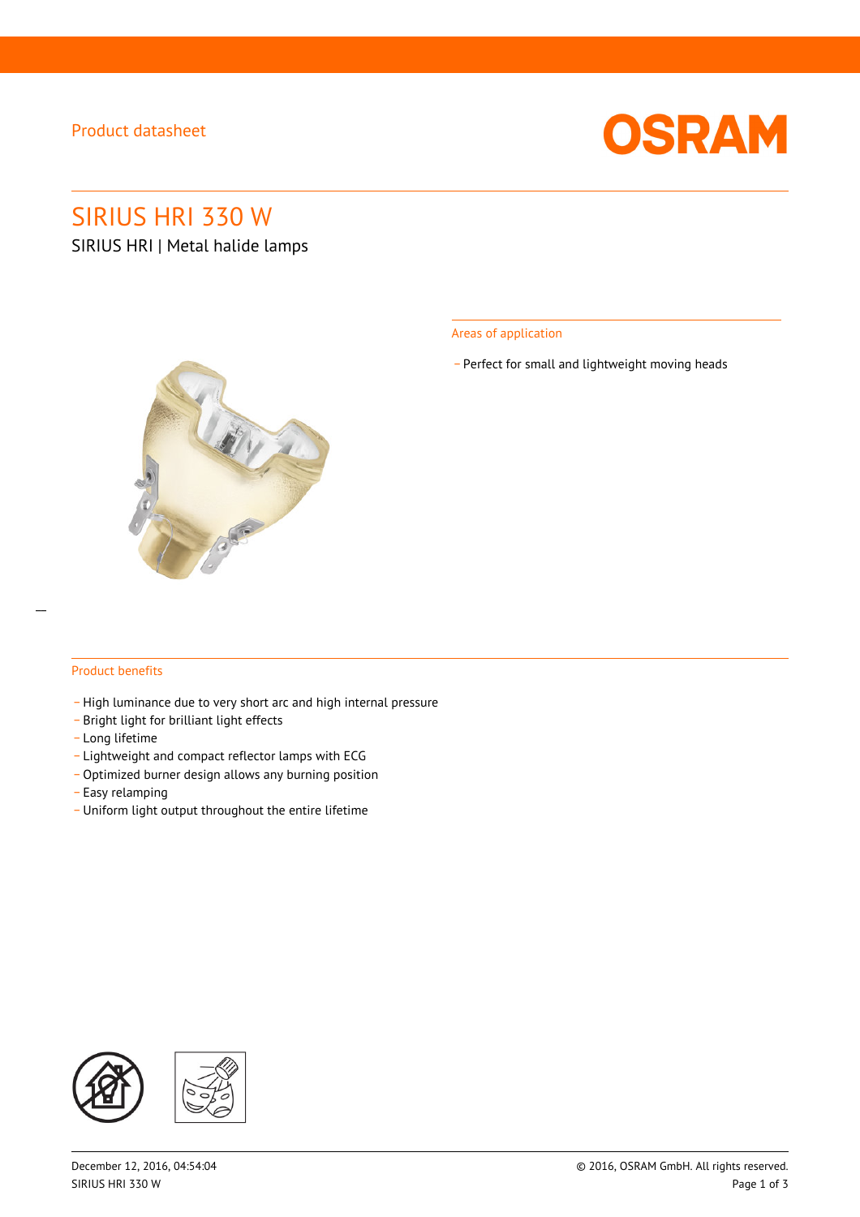Product datasheet

OSRAM

# SIRIUS HRI 330 W

SIRIUS HRI | Metal halide lamps

## Areas of application

- Perfect for small and lightweight moving heads

## Product benefits

- High luminance due to very short arc and high internal pressure
- Bright light for brilliant light effects
- Long lifetime
- Lightweight and compact reflector lamps with ECG
- Optimized burner design allows any burning position
- Easy relamping
- Uniform light output throughout the entire lifetime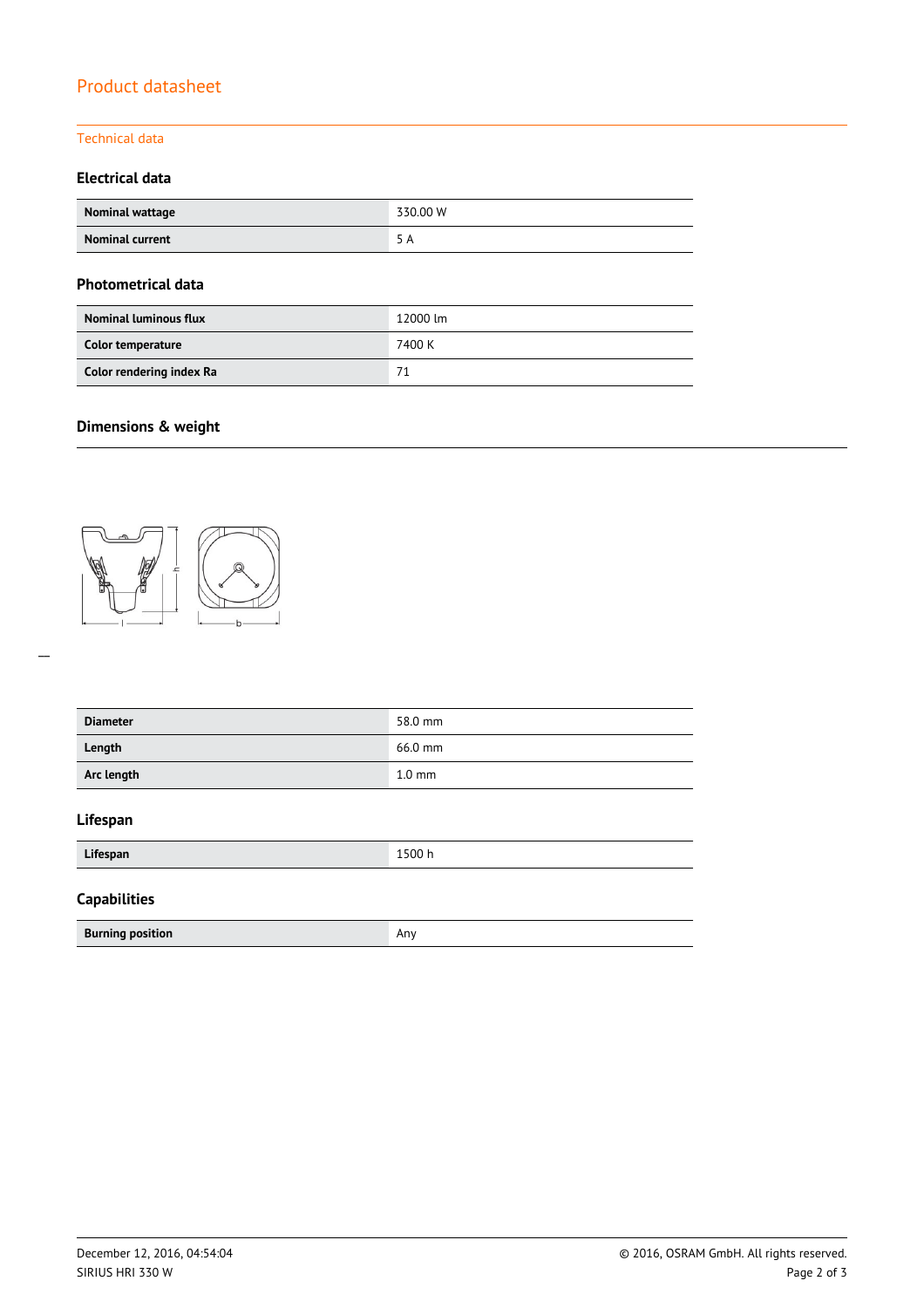# Product datasheet

## Technical data

### Electrical data

| Nominal wattage | 330.00 W |
|---|---|
| Nominal current | 5 A |

### Photometrical data

| Nominal luminous flux | 12000 lm |
|---|---|
| Color temperature | 7400 K |
| Color rendering index Ra | 71 |

### Dimensions & weight

| Diameter | 58.0 mm |
|---|---|
| Length | 66.0 mm |
| Arc length | 1.0 mm |

### Lifespan

| Lifespan | 1500 h |
|---|---|

### Capabilities

| Burning position | Any |
|---|---|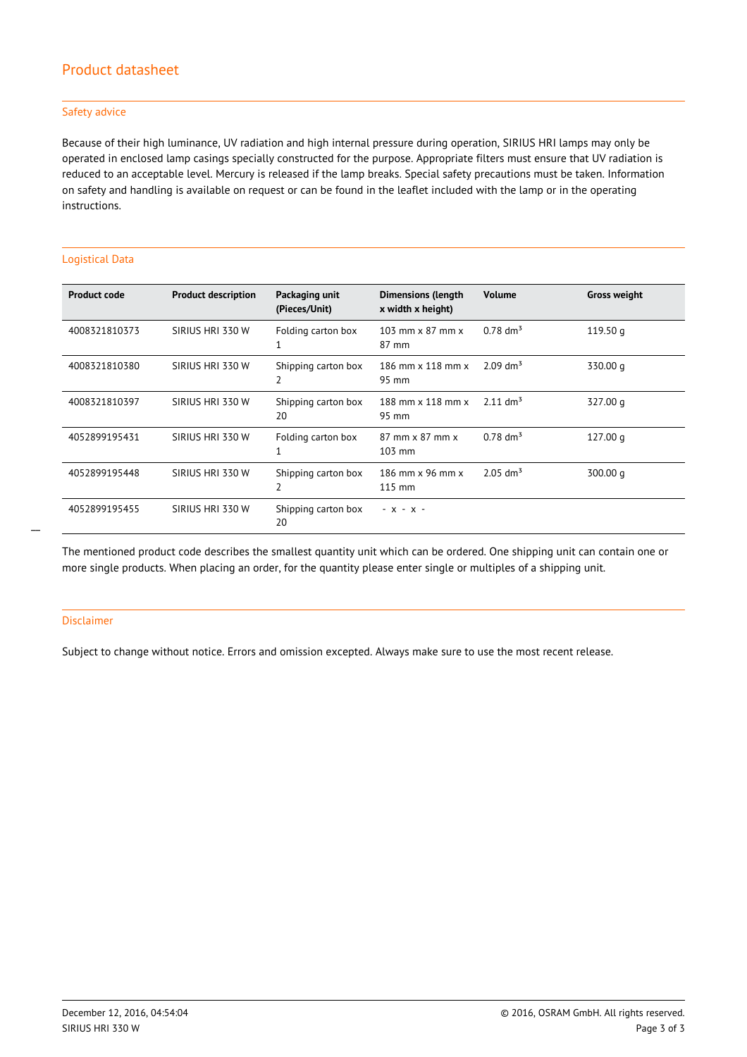## Product datasheet

### Safety advice

Because of their high luminance, UV radiation and high internal pressure during operation, SIRIUS HRI lamps may only be operated in enclosed lamp casings specially constructed for the purpose. Appropriate filters must ensure that UV radiation is reduced to an acceptable level. Mercury is released if the lamp breaks. Special safety precautions must be taken. Information on safety and handling is available on request or can be found in the leaflet included with the lamp or in the operating instructions.

### Logistical Data

| Product code | Product description | Packaging unit (Pieces/Unit) | Dimensions (length x width x height) | Volume | Gross weight |
|---|---|---|---|---|---|
| 4008321810373 | SIRIUS HRI 330 W | Folding carton box 1 | 103 mm x 87 mm x 87 mm | 0.78 $dm^3$ | 119.50 g |
| 4008321810380 | SIRIUS HRI 330 W | Shipping carton box 2 | 186 mm x 118 mm x 95 mm | 2.09 $dm^3$ | 330.00 g |
| 4008321810397 | SIRIUS HRI 330 W | Shipping carton box 20 | 188 mm x 118 mm x 95 mm | 2.11 $dm^3$ | 327.00 g |
| 4052899195431 | SIRIUS HRI 330 W | Folding carton box 1 | 87 mm x 87 mm x 103 mm | 0.78 $dm^3$ | 127.00 g |
| 4052899195448 | SIRIUS HRI 330 W | Shipping carton box 2 | 186 mm x 96 mm x 115 mm | 2.05 $dm^3$ | 300.00 g |
| 4052899195455 | SIRIUS HRI 330 W | Shipping carton box 20 | - x - x - | | |

The mentioned product code describes the smallest quantity unit which can be ordered. One shipping unit can contain one or more single products. When placing an order, for the quantity please enter single or multiples of a shipping unit.

### Disclaimer

Subject to change without notice. Errors and omission excepted. Always make sure to use the most recent release.